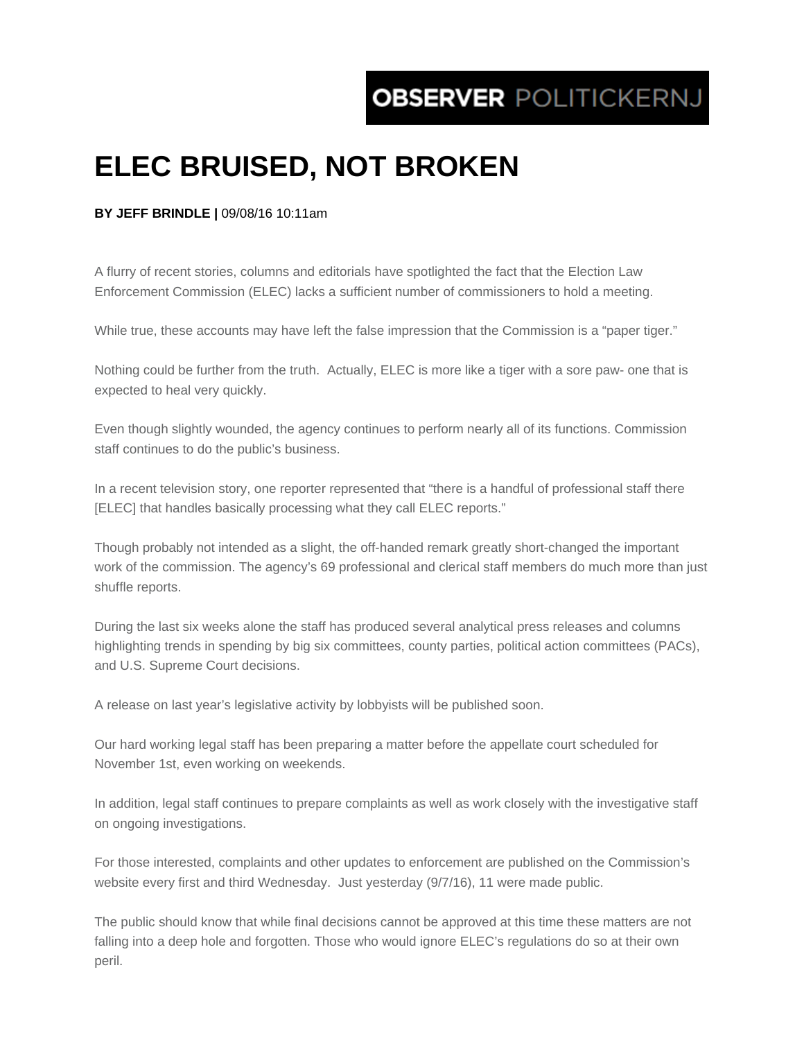OBSERVER POLITICKERNJ

# ELEC BRUISED, NOT BROKEN

**BY JEFF BRINDLE |** 09/08/16 10:11am

A flurry of recent stories, columns and editorials have spotlighted the fact that the Election Law Enforcement Commission (ELEC) lacks a sufficient number of commissioners to hold a meeting.

While true, these accounts may have left the false impression that the Commission is a "paper tiger."

Nothing could be further from the truth. Actually, ELEC is more like a tiger with a sore paw- one that is expected to heal very quickly.

Even though slightly wounded, the agency continues to perform nearly all of its functions. Commission staff continues to do the public's business.

In a recent television story, one reporter represented that "there is a handful of professional staff there [ELEC] that handles basically processing what they call ELEC reports."

Though probably not intended as a slight, the off-handed remark greatly short-changed the important work of the commission. The agency's 69 professional and clerical staff members do much more than just shuffle reports.

During the last six weeks alone the staff has produced several analytical press releases and columns highlighting trends in spending by big six committees, county parties, political action committees (PACs), and U.S. Supreme Court decisions.

A release on last year's legislative activity by lobbyists will be published soon.

Our hard working legal staff has been preparing a matter before the appellate court scheduled for November 1st, even working on weekends.

In addition, legal staff continues to prepare complaints as well as work closely with the investigative staff on ongoing investigations.

For those interested, complaints and other updates to enforcement are published on the Commission's website every first and third Wednesday. Just yesterday (9/7/16), 11 were made public.

The public should know that while final decisions cannot be approved at this time these matters are not falling into a deep hole and forgotten. Those who would ignore ELEC's regulations do so at their own peril.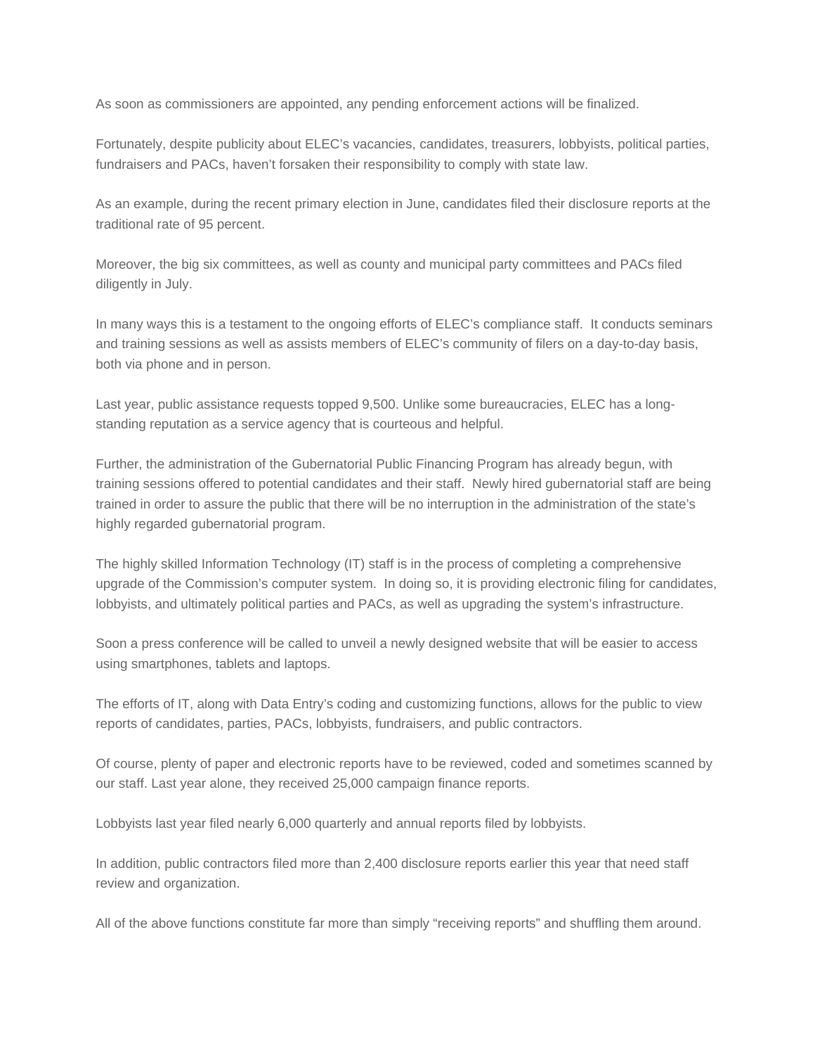As soon as commissioners are appointed, any pending enforcement actions will be finalized.

Fortunately, despite publicity about ELEC's vacancies, candidates, treasurers, lobbyists, political parties, fundraisers and PACs, haven't forsaken their responsibility to comply with state law.

As an example, during the recent primary election in June, candidates filed their disclosure reports at the traditional rate of 95 percent.

Moreover, the big six committees, as well as county and municipal party committees and PACs filed diligently in July.

In many ways this is a testament to the ongoing efforts of ELEC's compliance staff. It conducts seminars and training sessions as well as assists members of ELEC's community of filers on a day-to-day basis, both via phone and in person.

Last year, public assistance requests topped 9,500. Unlike some bureaucracies, ELEC has a long-standing reputation as a service agency that is courteous and helpful.

Further, the administration of the Gubernatorial Public Financing Program has already begun, with training sessions offered to potential candidates and their staff. Newly hired gubernatorial staff are being trained in order to assure the public that there will be no interruption in the administration of the state's highly regarded gubernatorial program.

The highly skilled Information Technology (IT) staff is in the process of completing a comprehensive upgrade of the Commission's computer system. In doing so, it is providing electronic filing for candidates, lobbyists, and ultimately political parties and PACs, as well as upgrading the system's infrastructure.

Soon a press conference will be called to unveil a newly designed website that will be easier to access using smartphones, tablets and laptops.

The efforts of IT, along with Data Entry's coding and customizing functions, allows for the public to view reports of candidates, parties, PACs, lobbyists, fundraisers, and public contractors.

Of course, plenty of paper and electronic reports have to be reviewed, coded and sometimes scanned by our staff. Last year alone, they received 25,000 campaign finance reports.

Lobbyists last year filed nearly 6,000 quarterly and annual reports filed by lobbyists.

In addition, public contractors filed more than 2,400 disclosure reports earlier this year that need staff review and organization.

All of the above functions constitute far more than simply "receiving reports" and shuffling them around.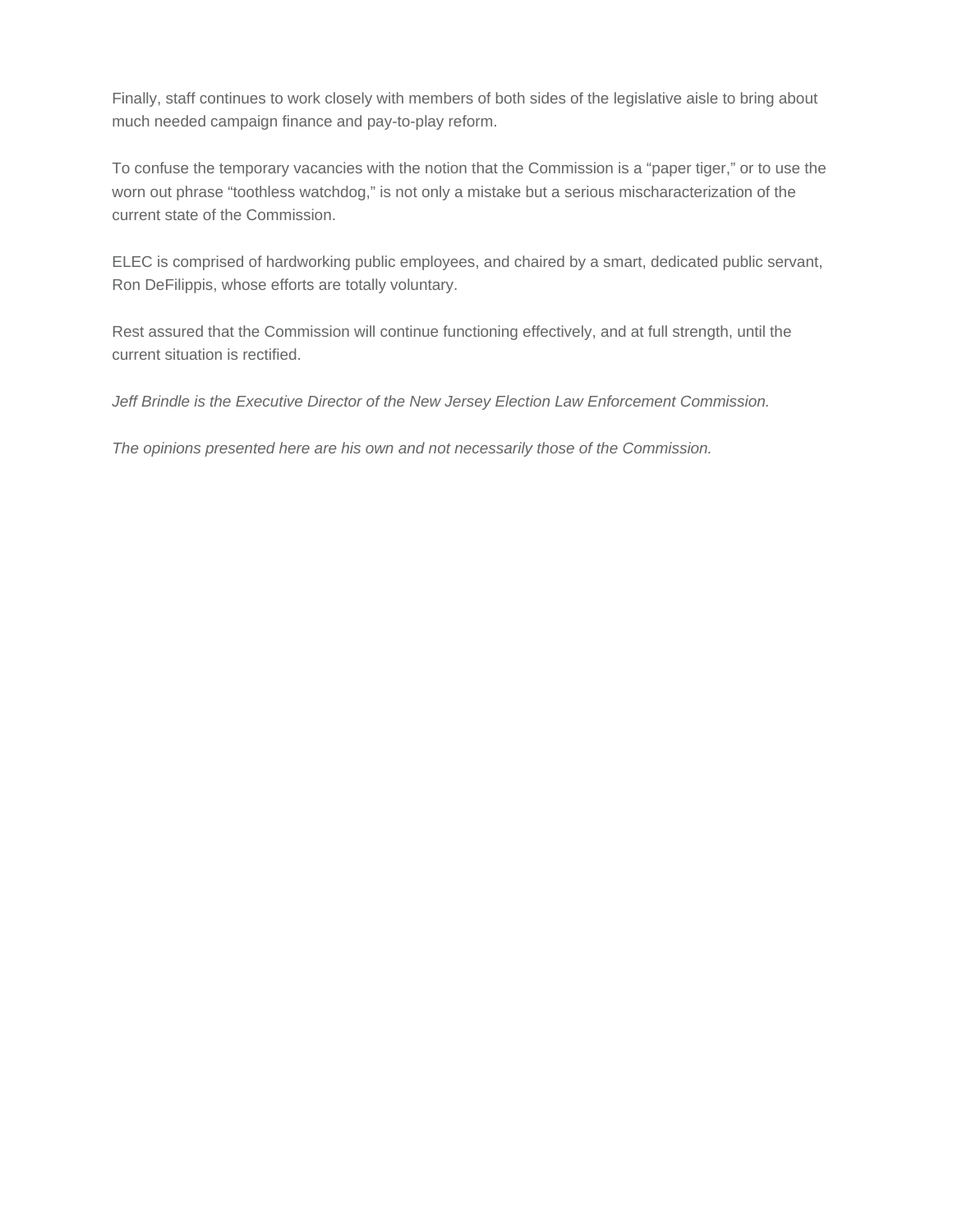Finally, staff continues to work closely with members of both sides of the legislative aisle to bring about much needed campaign finance and pay-to-play reform.

To confuse the temporary vacancies with the notion that the Commission is a "paper tiger," or to use the worn out phrase "toothless watchdog," is not only a mistake but a serious mischaracterization of the current state of the Commission.

ELEC is comprised of hardworking public employees, and chaired by a smart, dedicated public servant, Ron DeFilippis, whose efforts are totally voluntary.

Rest assured that the Commission will continue functioning effectively, and at full strength, until the current situation is rectified.

*Jeff Brindle is the Executive Director of the New Jersey Election Law Enforcement Commission.*

*The opinions presented here are his own and not necessarily those of the Commission.*